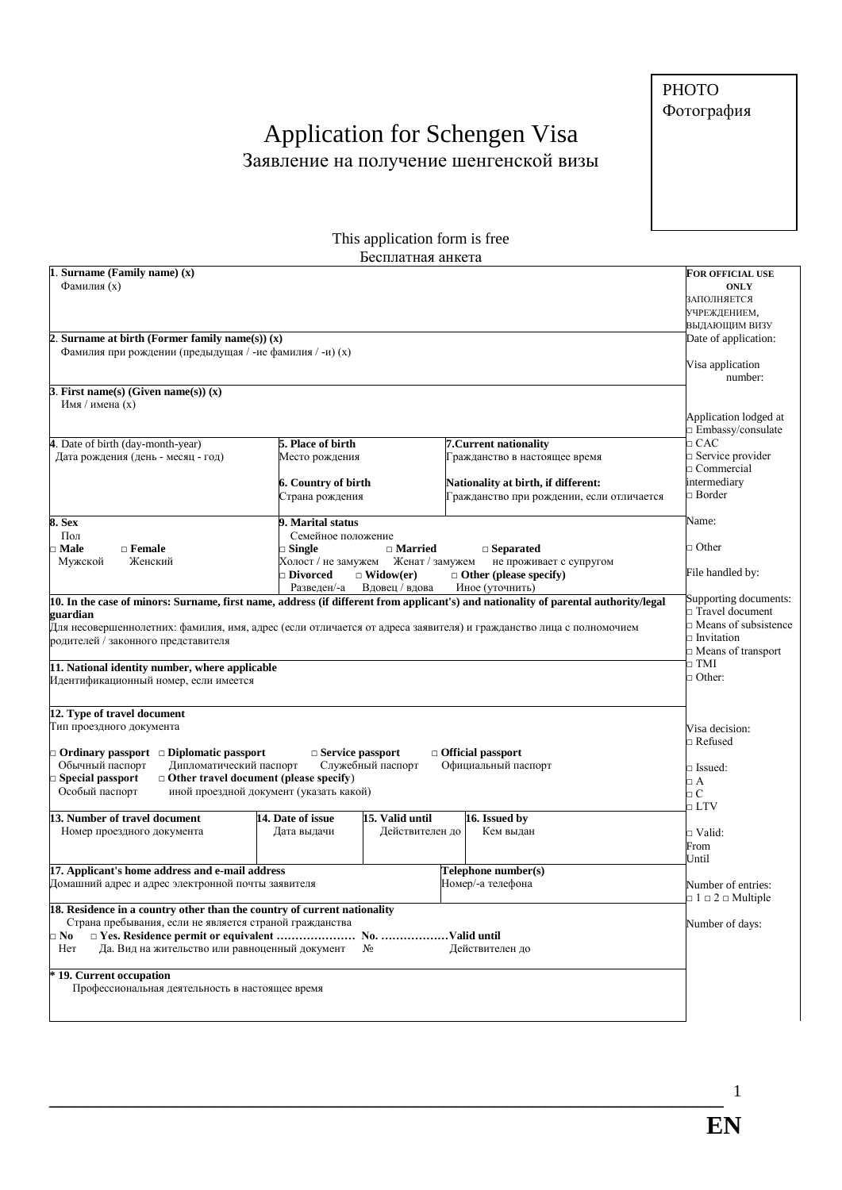PHOTO
Фотография

# Application for Schengen Visa
## Заявление на получение шенгенской визы

This application form is free
Бесплатная анкета

**1. Surname (Family name) (x)**
Фамилия (x)

**2. Surname at birth (Former family name(s)) (x)**
Фамилия при рождении (предыдущая / -ие фамилия / -и) (x)

**3. First name(s) (Given name(s)) (x)**
Имя / имена (x)

| 4. Date of birth (day-month-year)<br>Дата рождения (день - месяц - год) | **5. Place of birth**<br>Место рождения<br><br>**6. Country of birth**<br>Страна рождения | **7. Current nationality**<br>Гражданство в настоящее время<br><br>**Nationality at birth, if different:**<br>Гражданство при рождении, если отличается |
|---|---|---|

| **8. Sex**<br>Пол<br>□ **Male** Мужской □ **Female** Женский | **9. Marital status**<br>Семейное положение<br>□ **Single** Холост / не замужем □ **Married** Женат / замужем □ **Separated** не проживает с супругом<br>□ **Divorced** Разведен/-а □ **Widow(er)** Вдовец / вдова □ **Other (please specify)** Иное (уточнить) |
|---|---|

**10. In the case of minors: Surname, first name, address (if different from applicant's) and nationality of parental authority/legal guardian**
Для несовершеннолетних: фамилия, имя, адрес (если отличается от адреса заявителя) и гражданство лица с полномочием родителей / законного представителя

**11. National identity number, where applicable**
Идентификационный номер, если имеется

**12. Type of travel document**
Тип проездного документа

□ **Ordinary passport** Обычный паспорт □ **Diplomatic passport** Дипломатический паспорт □ **Service passport** Служебный паспорт □ **Official passport** Официальный паспорт
□ **Special passport** Особый паспорт □ **Other travel document (please specify)** иной проездной документ (указать какой)

| **13. Number of travel document**<br>Номер проездного документа | **14. Date of issue**<br>Дата выдачи | **15. Valid until**<br>Действителен до | **16. Issued by**<br>Кем выдан |
|---|---|---|---|

| **17. Applicant's home address and e-mail address**<br>Домашний адрес и адрес электронной почты заявителя | **Telephone number(s)**<br>Номер/-а телефона |
|---|---|

**18. Residence in a country other than the country of current nationality**
Страна пребывания, если не является страной гражданства
□ **No** Нет □ **Yes. Residence permit or equivalent** ………………… Да. Вид на жительство или равноценный документ **No.** ……………… № **Valid until** Действителен до

**\* 19. Current occupation**
Профессиональная деятельность в настоящее время

---

**FOR OFFICIAL USE ONLY**
ЗАПОЛНЯЕТСЯ УЧРЕЖДЕНИЕМ, ВЫДАЮЩИМ ВИЗУ

Date of application:

Visa application number:

Application lodged at
□ Embassy/consulate
□ CAC
□ Service provider
□ Commercial intermediary
□ Border

Name:

□ Other

File handled by:

Supporting documents:
□ Travel document
□ Means of subsistence
□ Invitation
□ Means of transport
□ TMI
□ Other:

Visa decision:
□ Refused

□ Issued:
□ A
□ C
□ LTV

□ Valid:
From
Until

Number of entries:
□ 1 □ 2 □ Multiple

Number of days:

**EN**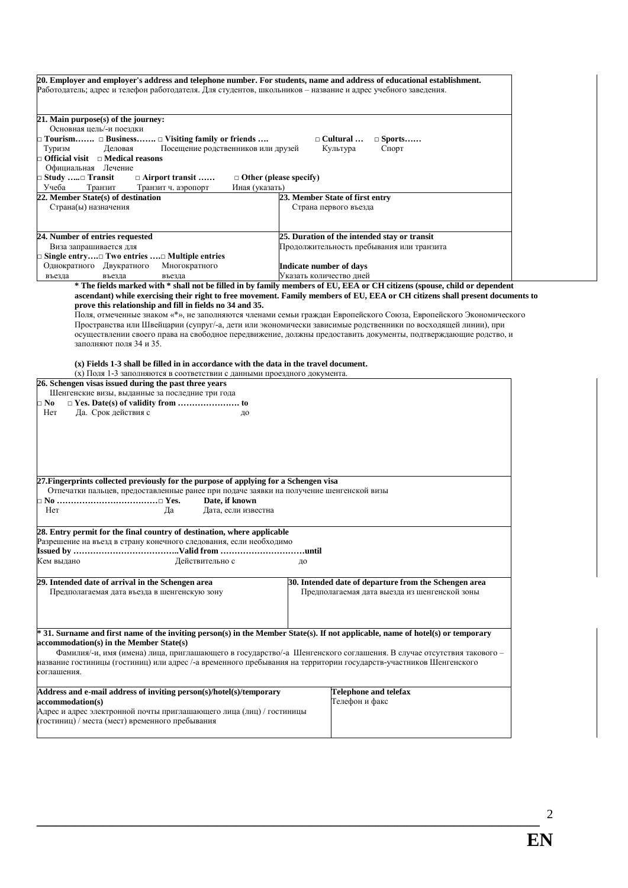**20. Employer and employer's address and telephone number. For students, name and address of educational establishment.**
Работодатель; адрес и телефон работодателя. Для студентов, школьников – название и адрес учебного заведения.

**21. Main purpose(s) of the journey:**
Основная цель/-и поездки

□ **Tourism…….** □ **Business…….** □ **Visiting family or friends ….** □ **Cultural …** □ **Sports……**
Туризм Деловая Посещение родственников или друзей Культура Спорт

□ **Official visit** □ **Medical reasons**
Официальная Лечение

□ **Study …..** □ **Transit** □ **Airport transit ……** □ **Other (please specify)**
Учеба Транзит Транзит ч. аэропорт Иная (указать)

| **22. Member State(s) of destination**<br>Страна(ы) назначения | **23. Member State of first entry**<br>Страна первого въезда |
|---|---|
| **24. Number of entries requested**<br>Виза запрашивается для<br>□ **Single entry….** □ **Two entries ….** □ **Multiple entries**<br>Однократного Двукратного Многократного<br>въезда въезда въезда | **25. Duration of the intended stay or transit**<br>Продолжительность пребывания или транзита<br><br>**Indicate number of days**<br>Указать количество дней |

**\* The fields marked with \* shall not be filled in by family members of EU, EEA or CH citizens (spouse, child or dependent ascendant) while exercising their right to free movement. Family members of EU, EEA or CH citizens shall present documents to prove this relationship and fill in fields no 34 and 35.**

Поля, отмеченные знаком «\*», не заполняются членами семьи граждан Европейского Союза, Европейского Экономического Пространства или Швейцарии (супруг/-а, дети или экономически зависимые родственники по восходящей линии), при осуществлении своего права на свободное передвижение, должны предоставить документы, подтверждающие родство, и заполняют поля 34 и 35.

**(x) Fields 1-3 shall be filled in in accordance with the data in the travel document.**
(x) Поля 1-3 заполняются в соответствии с данными проездного документа.

**26. Schengen visas issued during the past three years**
Шенгенские визы, выданные за последние три года

□ **No** □ **Yes. Date(s) of validity from …………………. to**
Нет Да. Срок действия с до

**27.Fingerprints collected previously for the purpose of applying for a Schengen visa**
Отпечатки пальцев, предоставленные ранее при подаче заявки на получение шенгенской визы

□ **No ………………………………** □ **Yes. Date, if known**
Нет Да Дата, если известна

**28. Entry permit for the final country of destination, where applicable**
Разрешение на въезд в страну конечного следования, если необходимо

**Issued by ………………………………..Valid from …………………………until**
Кем выдано Действительно с до

| **29. Intended date of arrival in the Schengen area**<br>Предполагаемая дата въезда в шенгенскую зону | **30. Intended date of departure from the Schengen area**<br>Предполагаемая дата выезда из шенгенской зоны |
|---|---|

**\* 31. Surname and first name of the inviting person(s) in the Member State(s). If not applicable, name of hotel(s) or temporary accommodation(s) in the Member State(s)**

Фамилия/-и, имя (имена) лица, приглашающего в государство/-а Шенгенского соглашения. В случае отсутствия такового – название гостиницы (гостиниц) или адрес /-а временного пребывания на территории государств-участников Шенгенского соглашения.

| **Address and e-mail address of inviting person(s)/hotel(s)/temporary accommodation(s)**<br>Адрес и адрес электронной почты приглашающего лица (лиц) / гостиницы (гостиниц) / места (мест) временного пребывания | **Telephone and telefax**<br>Телефон и факс |
|---|---|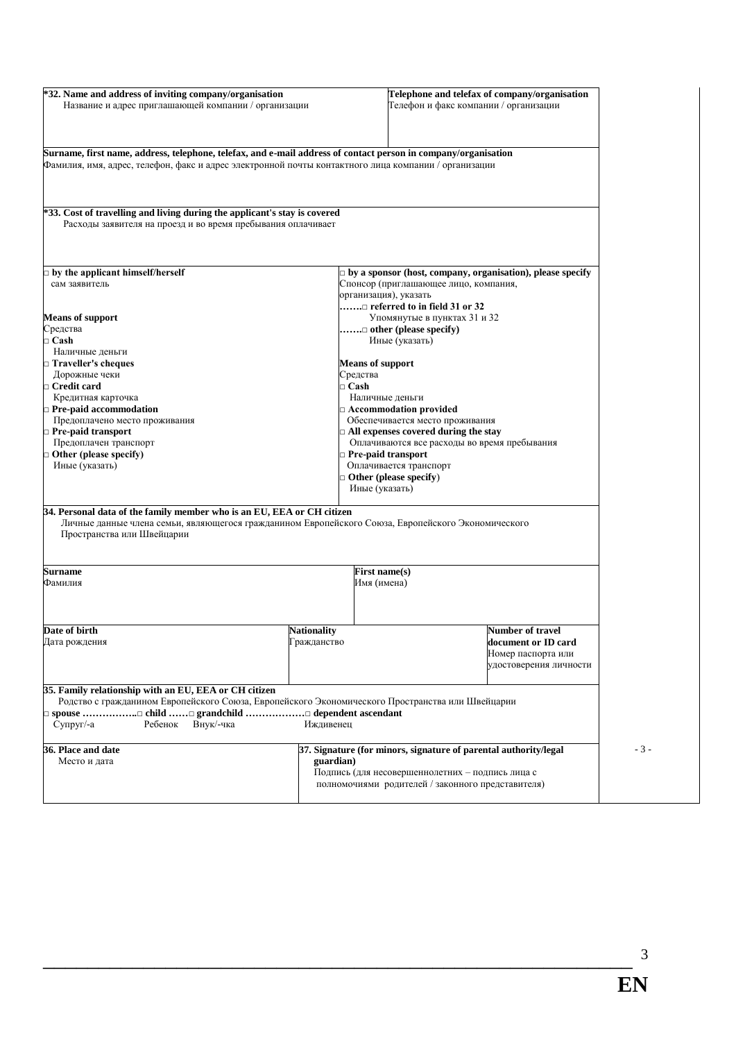| **\*32. Name and address of inviting company/organisation**<br>Название и адрес приглашающей компании / организации | **Telephone and telefax of company/organisation**<br>Телефон и факс компании / организации |
|---|---|
| **Surname, first name, address, telephone, telefax, and e-mail address of contact person in company/organisation**<br>Фамилия, имя, адрес, телефон, факс и адрес электронной почты контактного лица компании / организации | |

**\*33. Cost of travelling and living during the applicant's stay is covered**
Расходы заявителя на проезд и во время пребывания оплачивает

| □ **by the applicant himself/herself**<br>сам заявитель | □ **by a sponsor (host, company, organisation), please specify**<br>Спонсор (приглашающее лицо, компания, организация), указать<br>**…….□ referred to in field 31 or 32**<br>Упомянутые в пунктах 31 и 32<br>**…….□ other (please specify)**<br>Иные (указать) |
|---|---|
| **Means of support**<br>Средства<br>□ **Cash**<br>Наличные деньги<br>□ **Traveller's cheques**<br>Дорожные чеки<br>□ **Credit card**<br>Кредитная карточка<br>□ **Pre-paid accommodation**<br>Предоплачено место проживания<br>□ **Pre-paid transport**<br>Предоплачен транспорт<br>□ **Other (please specify)**<br>Иные (указать) | **Means of support**<br>Средства<br>□ **Cash**<br>Наличные деньги<br>□ **Accommodation provided**<br>Обеспечивается место проживания<br>□ **All expenses covered during the stay**<br>Оплачиваются все расходы во время пребывания<br>□ **Pre-paid transport**<br>Оплачивается транспорт<br>□ **Other (please specify)**<br>Иные (указать) |

**34. Personal data of the family member who is an EU, EEA or CH citizen**
Личные данные члена семьи, являющегося гражданином Европейского Союза, Европейского Экономического Пространства или Швейцарии

| **Surname**<br>Фамилия | | **First name(s)**<br>Имя (имена) |
|---|---|---|
| **Date of birth**<br>Дата рождения | **Nationality**<br>Гражданство | **Number of travel document or ID card**<br>Номер паспорта или удостоверения личности |

**35. Family relationship with an EU, EEA or CH citizen**
Родство с гражданином Европейского Союза, Европейского Экономического Пространства или Швейцарии
□ **spouse ……………..□ child ……□ grandchild ………………□ dependent ascendant**
Супруг/-а Ребенок Внук/-чка Иждивенец

| **36. Place and date**<br>Место и дата | **37. Signature (for minors, signature of parental authority/legal guardian)**<br>Подпись (для несовершеннолетних – подпись лица с полномочиями родителей / законного представителя) |
|---|---|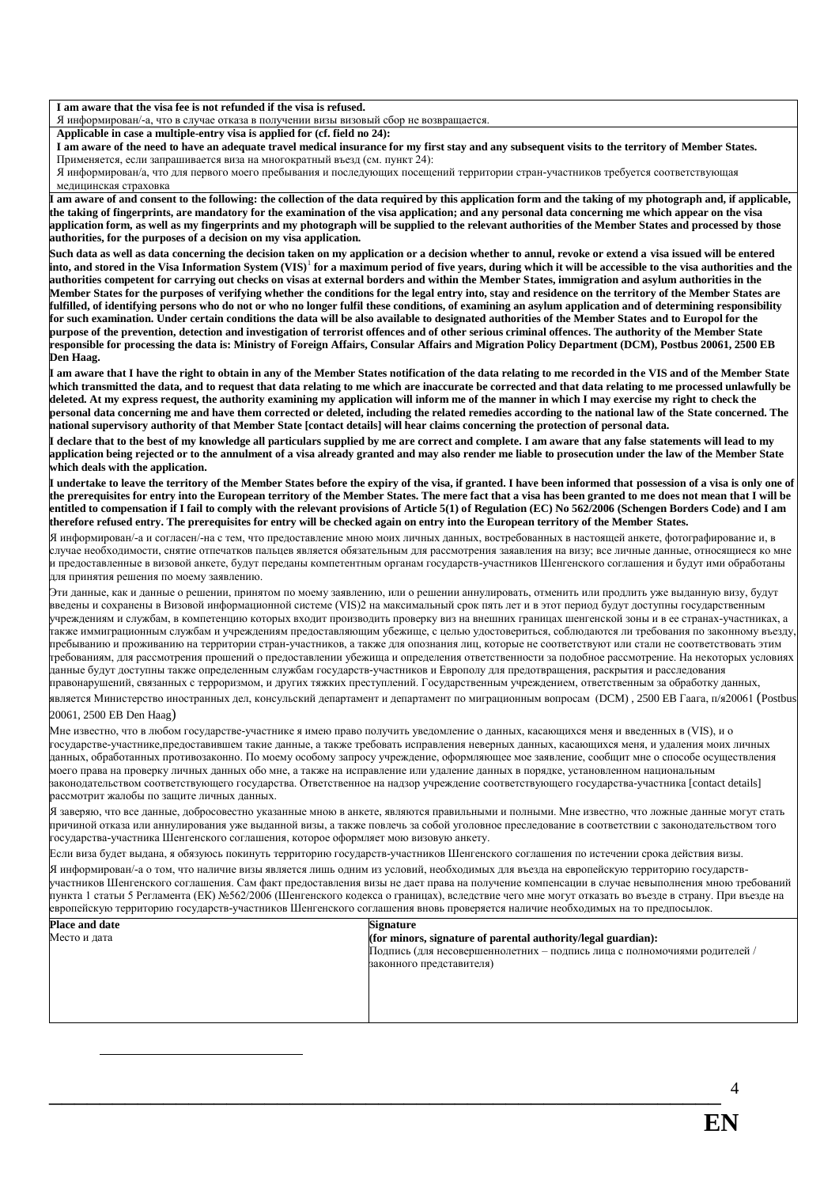**I am aware that the visa fee is not refunded if the visa is refused.**

Я информирован/-а, что в случае отказа в получении визы визовый сбор не возвращается.

**Applicable in case a multiple-entry visa is applied for (cf. field no 24):**

**I am aware of the need to have an adequate travel medical insurance for my first stay and any subsequent visits to the territory of Member States.**

Применяется, если запрашивается виза на многократный въезд (см. пункт 24):

Я информирован/а, что для первого моего пребывания и последующих посещений территории стран-участников требуется соответствующая медицинская страховка

**I am aware of and consent to the following: the collection of the data required by this application form and the taking of my photograph and, if applicable, the taking of fingerprints, are mandatory for the examination of the visa application; and any personal data concerning me which appear on the visa application form, as well as my fingerprints and my photograph will be supplied to the relevant authorities of the Member States and processed by those authorities, for the purposes of a decision on my visa application.**

**Such data as well as data concerning the decision taken on my application or a decision whether to annul, revoke or extend a visa issued will be entered into, and stored in the Visa Information System (VIS)[1] for a maximum period of five years, during which it will be accessible to the visa authorities and the authorities competent for carrying out checks on visas at external borders and within the Member States, immigration and asylum authorities in the Member States for the purposes of verifying whether the conditions for the legal entry into, stay and residence on the territory of the Member States are fulfilled, of identifying persons who do not or who no longer fulfil these conditions, of examining an asylum application and of determining responsibility for such examination. Under certain conditions the data will be also available to designated authorities of the Member States and to Europol for the purpose of the prevention, detection and investigation of terrorist offences and of other serious criminal offences. The authority of the Member State responsible for processing the data is: Ministry of Foreign Affairs, Consular Affairs and Migration Policy Department (DCM), Postbus 20061, 2500 EB Den Haag.**

**I am aware that I have the right to obtain in any of the Member States notification of the data relating to me recorded in the VIS and of the Member State which transmitted the data, and to request that data relating to me which are inaccurate be corrected and that data relating to me processed unlawfully be deleted. At my express request, the authority examining my application will inform me of the manner in which I may exercise my right to check the personal data concerning me and have them corrected or deleted, including the related remedies according to the national law of the State concerned. The national supervisory authority of that Member State [contact details] will hear claims concerning the protection of personal data.**

**I declare that to the best of my knowledge all particulars supplied by me are correct and complete. I am aware that any false statements will lead to my application being rejected or to the annulment of a visa already granted and may also render me liable to prosecution under the law of the Member State which deals with the application.**

**I undertake to leave the territory of the Member States before the expiry of the visa, if granted. I have been informed that possession of a visa is only one of the prerequisites for entry into the European territory of the Member States. The mere fact that a visa has been granted to me does not mean that I will be entitled to compensation if I fail to comply with the relevant provisions of Article 5(1) of Regulation (EC) No 562/2006 (Schengen Borders Code) and I am therefore refused entry. The prerequisites for entry will be checked again on entry into the European territory of the Member States.**

Я информирован/-а и согласен/-на с тем, что предоставление мною моих личных данных, востребованных в настоящей анкете, фотографирование и, в случае необходимости, снятие отпечатков пальцев является обязательным для рассмотрения заявления на визу; все личные данные, относящиеся ко мне и предоставленные в визовой анкете, будут переданы компетентным органам государств-участников Шенгенского соглашения и будут ими обработаны для принятия решения по моему заявлению.

Эти данные, как и данные о решении, принятом по моему заявлению, или о решении аннулировать, отменить или продлить уже выданную визу, будут введены и сохранены в Визовой информационной системе (VIS)2 на максимальный срок пять лет и в этот период будут доступны государственным учреждениям и службам, в компетенцию которых входит производить проверку виз на внешних границах шенгенской зоны и в ее странах-участниках, а также иммиграционным службам и учреждениям предоставляющим убежище, с целью удостовериться, соблюдаются ли требования по законному въезду, пребыванию и проживанию на территории стран-участников, а также для опознания лиц, которые не соответствуют или стали не соответствовать этим требованиям, для рассмотрения прошений о предоставлении убежища и определения ответственности за подобное рассмотрение. На некоторых условиях данные будут доступны также определенным службам государств-участников и Европолу для предотвращения, раскрытия и расследования правонарушений, связанных с терроризмом, и других тяжких преступлений. Государственным учреждением, ответственным за обработку данных, является Министерство иностранных дел, консульский департамент и департамент по миграционным вопросам (DCM) , 2500 EB Гаага, п/я20061 (Postbus 20061, 2500 EB Den Haag)

Мне известно, что в любом государстве-участнике я имею право получить уведомление о данных, касающихся меня и введенных в (VIS), и о государстве-участнике,предоставившем такие данные, а также требовать исправления неверных данных, касающихся меня, и удаления моих личных данных, обработанных противозаконно. По моему особому запросу учреждение, оформляющее мое заявление, сообщит мне о способе осуществления моего права на проверку личных данных обо мне, а также на исправление или удаление данных в порядке, установленном национальным законодательством соответствующего государства. Ответственное на надзор учреждение соответствующего государства-участника [contact details] рассмотрит жалобы по защите личных данных.

Я заверяю, что все данные, добросовестно указанные мною в анкете, являются правильными и полными. Мне известно, что ложные данные могут стать причиной отказа или аннулирования уже выданной визы, а также повлечь за собой уголовное преследование в соответствии с законодательством того государства-участника Шенгенского соглашения, которое оформляет мою визовую анкету.

Если виза будет выдана, я обязуюсь покинуть территорию государств-участников Шенгенского соглашения по истечении срока действия визы.

Я информирован/-а о том, что наличие визы является лишь одним из условий, необходимых для въезда на европейскую территорию государств-участников Шенгенского соглашения. Сам факт предоставления визы не дает права на получение компенсации в случае невыполнения мною требований пункта 1 статьи 5 Регламента (ЕК) №562/2006 (Шенгенского кодекса о границах), вследствие чего мне могут отказать во въезде в страну. При въезде на европейскую территорию государств-участников Шенгенского соглашения вновь проверяется наличие необходимых на то предпосылок.

| | |
|---|---|
| **Place and date**<br>Место и дата | **Signature**<br>**(for minors, signature of parental authority/legal guardian):**<br>Подпись (для несовершеннолетних – подпись лица с полномочиями родителей / законного представителя) |